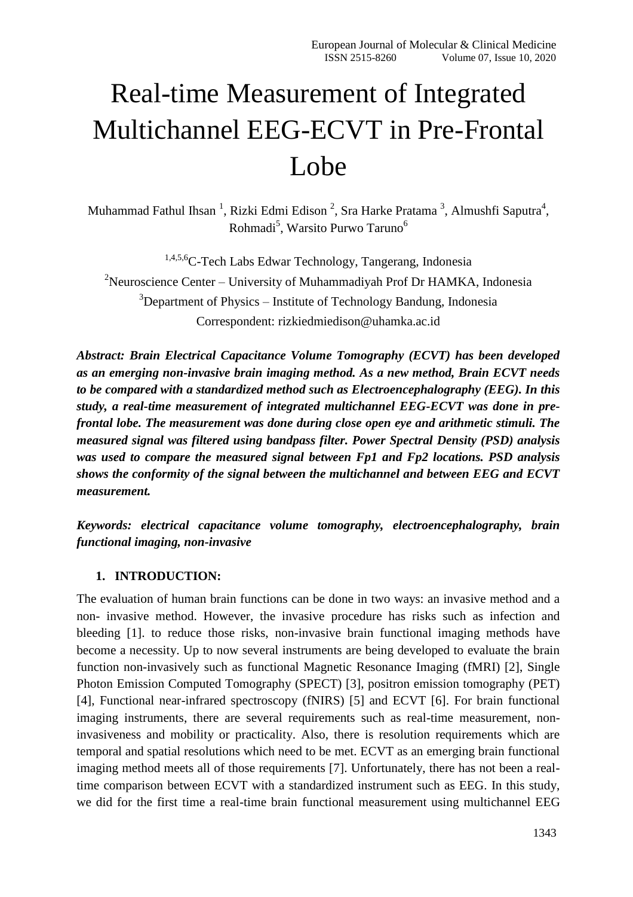# Real-time Measurement of Integrated Multichannel EEG-ECVT in Pre-Frontal Lobe

Muhammad Fathul Ihsan [1], Rizki Edmi Edison [2], Sra Harke Pratama [3], Almushfi Saputra[4], Rohmadi[5], Warsito Purwo Taruno[6]

[1,4,5,6]C-Tech Labs Edwar Technology, Tangerang, Indonesia

[2]Neuroscience Center – University of Muhammadiyah Prof Dr HAMKA, Indonesia

[3]Department of Physics – Institute of Technology Bandung, Indonesia

Correspondent: rizkiedmiedison@uhamka.ac.id

***Abstract: Brain Electrical Capacitance Volume Tomography (ECVT) has been developed as an emerging non-invasive brain imaging method. As a new method, Brain ECVT needs to be compared with a standardized method such as Electroencephalography (EEG). In this study, a real-time measurement of integrated multichannel EEG-ECVT was done in pre-frontal lobe. The measurement was done during close open eye and arithmetic stimuli. The measured signal was filtered using bandpass filter. Power Spectral Density (PSD) analysis was used to compare the measured signal between Fp1 and Fp2 locations. PSD analysis shows the conformity of the signal between the multichannel and between EEG and ECVT measurement.***

***Keywords: electrical capacitance volume tomography, electroencephalography, brain functional imaging, non-invasive***

## 1. INTRODUCTION:

The evaluation of human brain functions can be done in two ways: an invasive method and a non- invasive method. However, the invasive procedure has risks such as infection and bleeding [1]. to reduce those risks, non-invasive brain functional imaging methods have become a necessity. Up to now several instruments are being developed to evaluate the brain function non-invasively such as functional Magnetic Resonance Imaging (fMRI) [2], Single Photon Emission Computed Tomography (SPECT) [3], positron emission tomography (PET) [4], Functional near-infrared spectroscopy (fNIRS) [5] and ECVT [6]. For brain functional imaging instruments, there are several requirements such as real-time measurement, non-invasiveness and mobility or practicality. Also, there is resolution requirements which are temporal and spatial resolutions which need to be met. ECVT as an emerging brain functional imaging method meets all of those requirements [7]. Unfortunately, there has not been a real-time comparison between ECVT with a standardized instrument such as EEG. In this study, we did for the first time a real-time brain functional measurement using multichannel EEG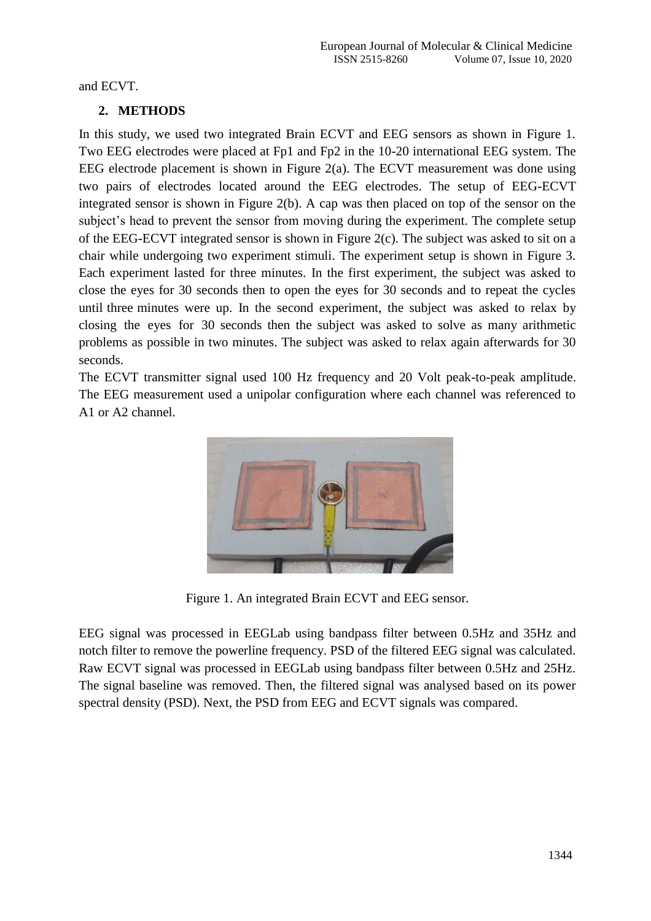and ECVT.

## 2. METHODS

In this study, we used two integrated Brain ECVT and EEG sensors as shown in Figure 1. Two EEG electrodes were placed at Fp1 and Fp2 in the 10-20 international EEG system. The EEG electrode placement is shown in Figure 2(a). The ECVT measurement was done using two pairs of electrodes located around the EEG electrodes. The setup of EEG-ECVT integrated sensor is shown in Figure 2(b). A cap was then placed on top of the sensor on the subject's head to prevent the sensor from moving during the experiment. The complete setup of the EEG-ECVT integrated sensor is shown in Figure 2(c). The subject was asked to sit on a chair while undergoing two experiment stimuli. The experiment setup is shown in Figure 3. Each experiment lasted for three minutes. In the first experiment, the subject was asked to close the eyes for 30 seconds then to open the eyes for 30 seconds and to repeat the cycles until three minutes were up. In the second experiment, the subject was asked to relax by closing the eyes for 30 seconds then the subject was asked to solve as many arithmetic problems as possible in two minutes. The subject was asked to relax again afterwards for 30 seconds.

The ECVT transmitter signal used 100 Hz frequency and 20 Volt peak-to-peak amplitude. The EEG measurement used a unipolar configuration where each channel was referenced to A1 or A2 channel.

Figure 1. An integrated Brain ECVT and EEG sensor.

EEG signal was processed in EEGLab using bandpass filter between 0.5Hz and 35Hz and notch filter to remove the powerline frequency. PSD of the filtered EEG signal was calculated. Raw ECVT signal was processed in EEGLab using bandpass filter between 0.5Hz and 25Hz. The signal baseline was removed. Then, the filtered signal was analysed based on its power spectral density (PSD). Next, the PSD from EEG and ECVT signals was compared.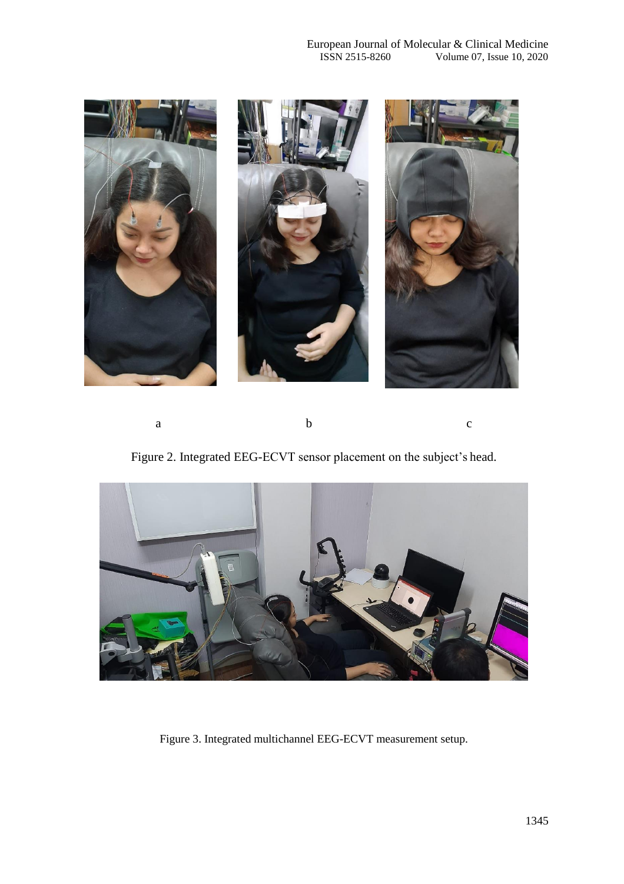a b c

Figure 2. Integrated EEG-ECVT sensor placement on the subject's head.

Figure 3. Integrated multichannel EEG-ECVT measurement setup.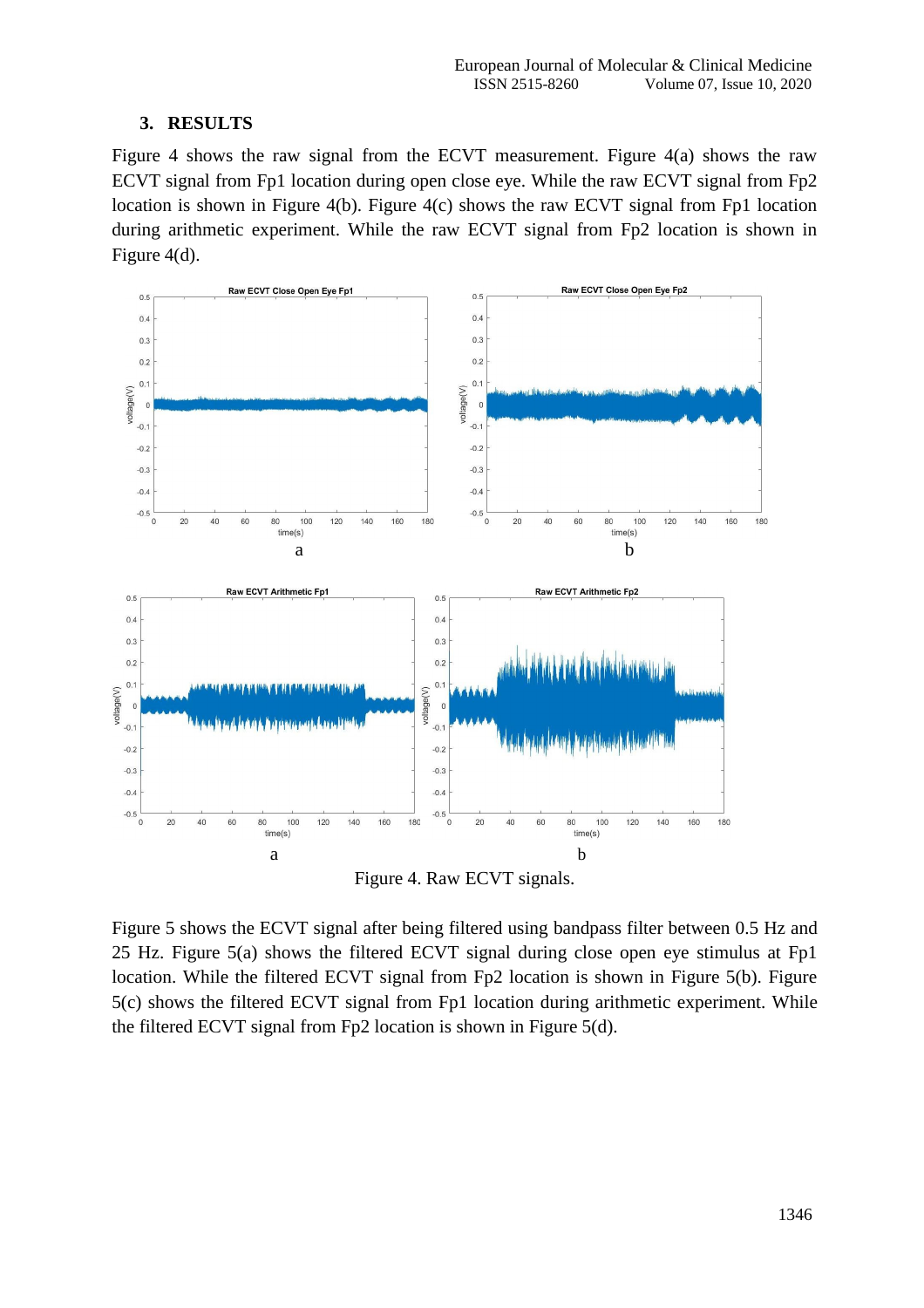## 3. RESULTS

Figure 4 shows the raw signal from the ECVT measurement. Figure 4(a) shows the raw ECVT signal from Fp1 location during open close eye. While the raw ECVT signal from Fp2 location is shown in Figure 4(b). Figure 4(c) shows the raw ECVT signal from Fp1 location during arithmetic experiment. While the raw ECVT signal from Fp2 location is shown in Figure 4(d).

Figure 4. Raw ECVT signals.

Figure 5 shows the ECVT signal after being filtered using bandpass filter between 0.5 Hz and 25 Hz. Figure 5(a) shows the filtered ECVT signal during close open eye stimulus at Fp1 location. While the filtered ECVT signal from Fp2 location is shown in Figure 5(b). Figure 5(c) shows the filtered ECVT signal from Fp1 location during arithmetic experiment. While the filtered ECVT signal from Fp2 location is shown in Figure 5(d).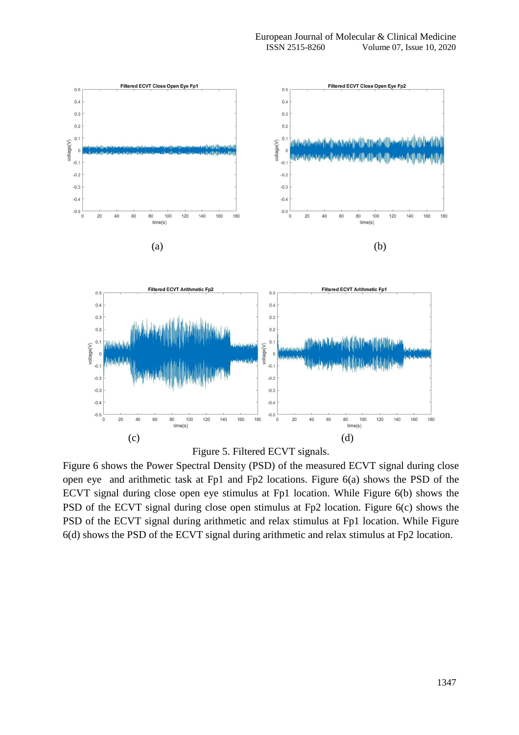(a) (b)

(c) (d)

Figure 5. Filtered ECVT signals.

Figure 6 shows the Power Spectral Density (PSD) of the measured ECVT signal during close open eye and arithmetic task at Fp1 and Fp2 locations. Figure 6(a) shows the PSD of the ECVT signal during close open eye stimulus at Fp1 location. While Figure 6(b) shows the PSD of the ECVT signal during close open stimulus at Fp2 location. Figure 6(c) shows the PSD of the ECVT signal during arithmetic and relax stimulus at Fp1 location. While Figure 6(d) shows the PSD of the ECVT signal during arithmetic and relax stimulus at Fp2 location.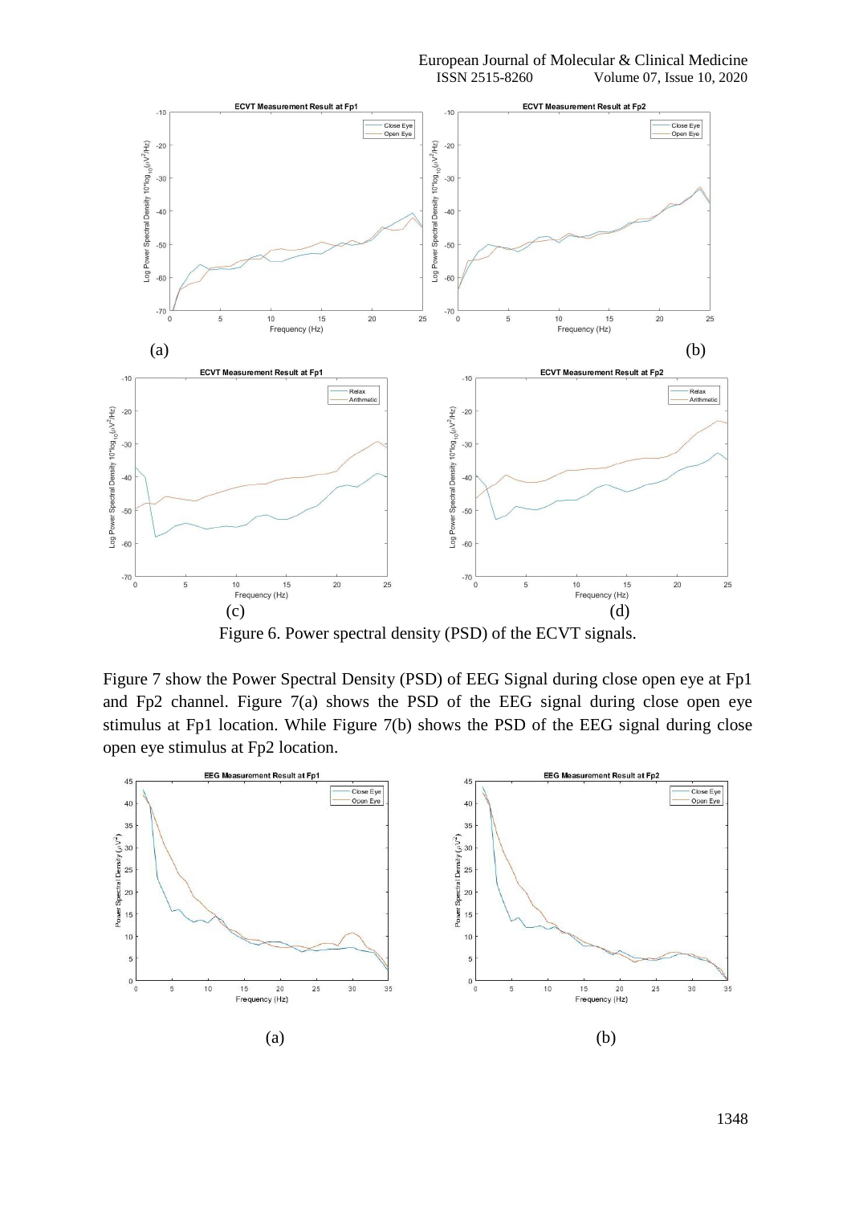(a) (b)

(c) (d)

Figure 6. Power spectral density (PSD) of the ECVT signals.

Figure 7 show the Power Spectral Density (PSD) of EEG Signal during close open eye at Fp1 and Fp2 channel. Figure 7(a) shows the PSD of the EEG signal during close open eye stimulus at Fp1 location. While Figure 7(b) shows the PSD of the EEG signal during close open eye stimulus at Fp2 location.

(a) (b)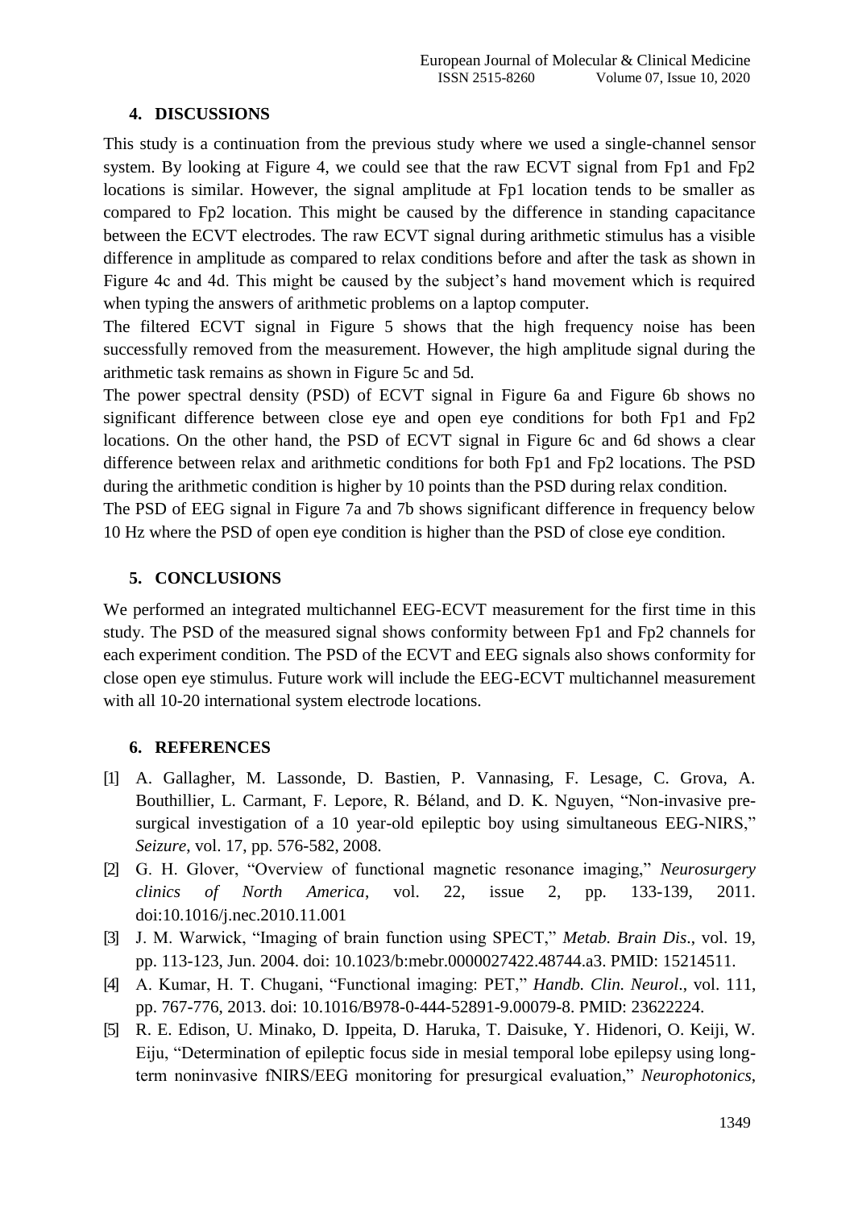## 4. DISCUSSIONS

This study is a continuation from the previous study where we used a single-channel sensor system. By looking at Figure 4, we could see that the raw ECVT signal from Fp1 and Fp2 locations is similar. However, the signal amplitude at Fp1 location tends to be smaller as compared to Fp2 location. This might be caused by the difference in standing capacitance between the ECVT electrodes. The raw ECVT signal during arithmetic stimulus has a visible difference in amplitude as compared to relax conditions before and after the task as shown in Figure 4c and 4d. This might be caused by the subject's hand movement which is required when typing the answers of arithmetic problems on a laptop computer.

The filtered ECVT signal in Figure 5 shows that the high frequency noise has been successfully removed from the measurement. However, the high amplitude signal during the arithmetic task remains as shown in Figure 5c and 5d.

The power spectral density (PSD) of ECVT signal in Figure 6a and Figure 6b shows no significant difference between close eye and open eye conditions for both Fp1 and Fp2 locations. On the other hand, the PSD of ECVT signal in Figure 6c and 6d shows a clear difference between relax and arithmetic conditions for both Fp1 and Fp2 locations. The PSD during the arithmetic condition is higher by 10 points than the PSD during relax condition.

The PSD of EEG signal in Figure 7a and 7b shows significant difference in frequency below 10 Hz where the PSD of open eye condition is higher than the PSD of close eye condition.

## 5. CONCLUSIONS

We performed an integrated multichannel EEG-ECVT measurement for the first time in this study. The PSD of the measured signal shows conformity between Fp1 and Fp2 channels for each experiment condition. The PSD of the ECVT and EEG signals also shows conformity for close open eye stimulus. Future work will include the EEG-ECVT multichannel measurement with all 10-20 international system electrode locations.

## 6. REFERENCES

[1] A. Gallagher, M. Lassonde, D. Bastien, P. Vannasing, F. Lesage, C. Grova, A. Bouthillier, L. Carmant, F. Lepore, R. Béland, and D. K. Nguyen, "Non-invasive pre-surgical investigation of a 10 year-old epileptic boy using simultaneous EEG-NIRS," *Seizure*, vol. 17, pp. 576-582, 2008.

[2] G. H. Glover, "Overview of functional magnetic resonance imaging," *Neurosurgery clinics of North America*, vol. 22, issue 2, pp. 133-139, 2011. doi:10.1016/j.nec.2010.11.001

[3] J. M. Warwick, "Imaging of brain function using SPECT," *Metab. Brain Dis*., vol. 19, pp. 113-123, Jun. 2004. doi: 10.1023/b:mebr.0000027422.48744.a3. PMID: 15214511.

[4] A. Kumar, H. T. Chugani, "Functional imaging: PET," *Handb. Clin. Neurol*., vol. 111, pp. 767-776, 2013. doi: 10.1016/B978-0-444-52891-9.00079-8. PMID: 23622224.

[5] R. E. Edison, U. Minako, D. Ippeita, D. Haruka, T. Daisuke, Y. Hidenori, O. Keiji, W. Eiju, "Determination of epileptic focus side in mesial temporal lobe epilepsy using long-term noninvasive fNIRS/EEG monitoring for presurgical evaluation," *Neurophotonics*,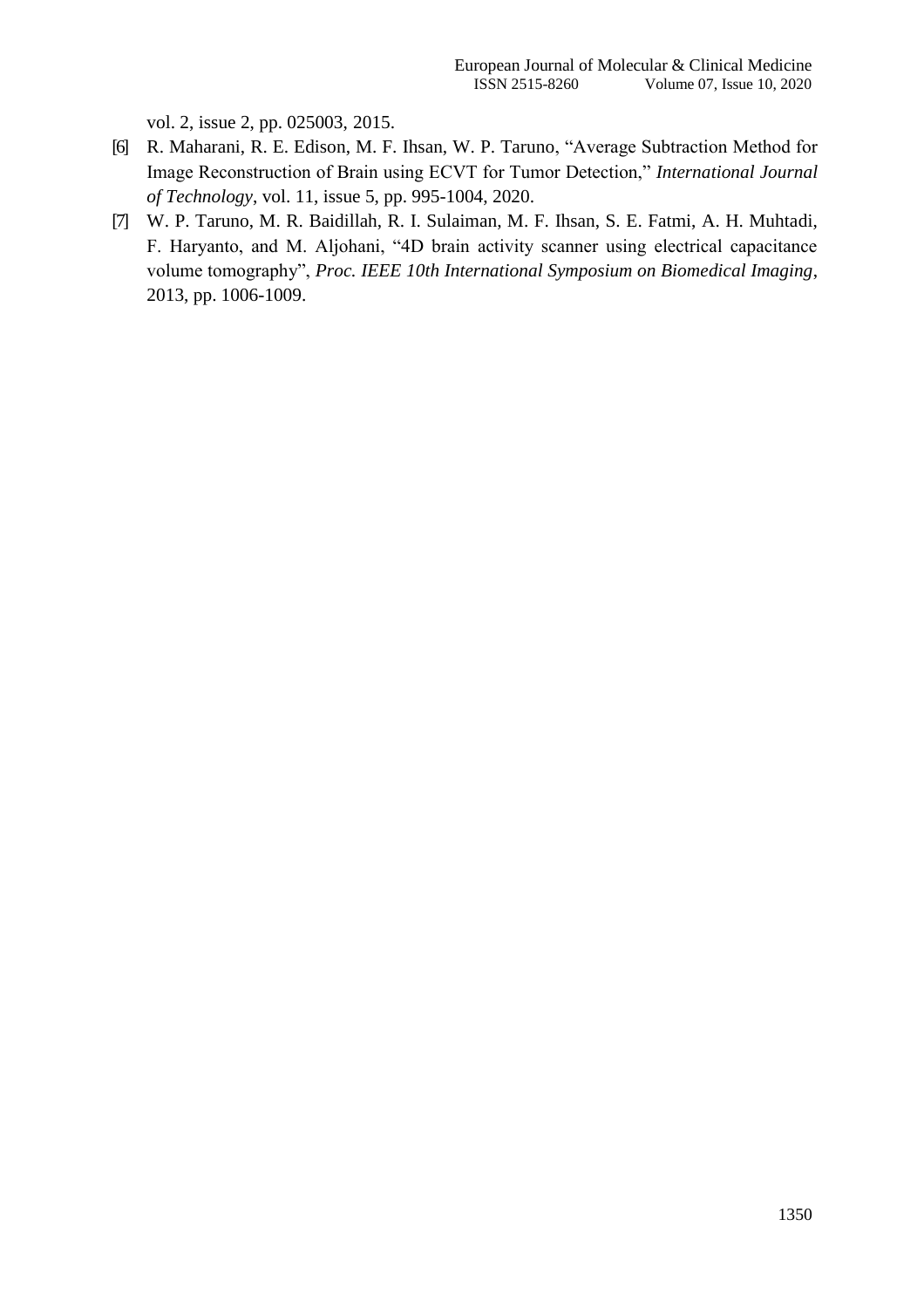vol. 2, issue 2, pp. 025003, 2015.

[6] R. Maharani, R. E. Edison, M. F. Ihsan, W. P. Taruno, “Average Subtraction Method for Image Reconstruction of Brain using ECVT for Tumor Detection,” *International Journal of Technology*, vol. 11, issue 5, pp. 995-1004, 2020.

[7] W. P. Taruno, M. R. Baidillah, R. I. Sulaiman, M. F. Ihsan, S. E. Fatmi, A. H. Muhtadi, F. Haryanto, and M. Aljohani, “4D brain activity scanner using electrical capacitance volume tomography”, *Proc. IEEE 10th International Symposium on Biomedical Imaging*, 2013, pp. 1006-1009.